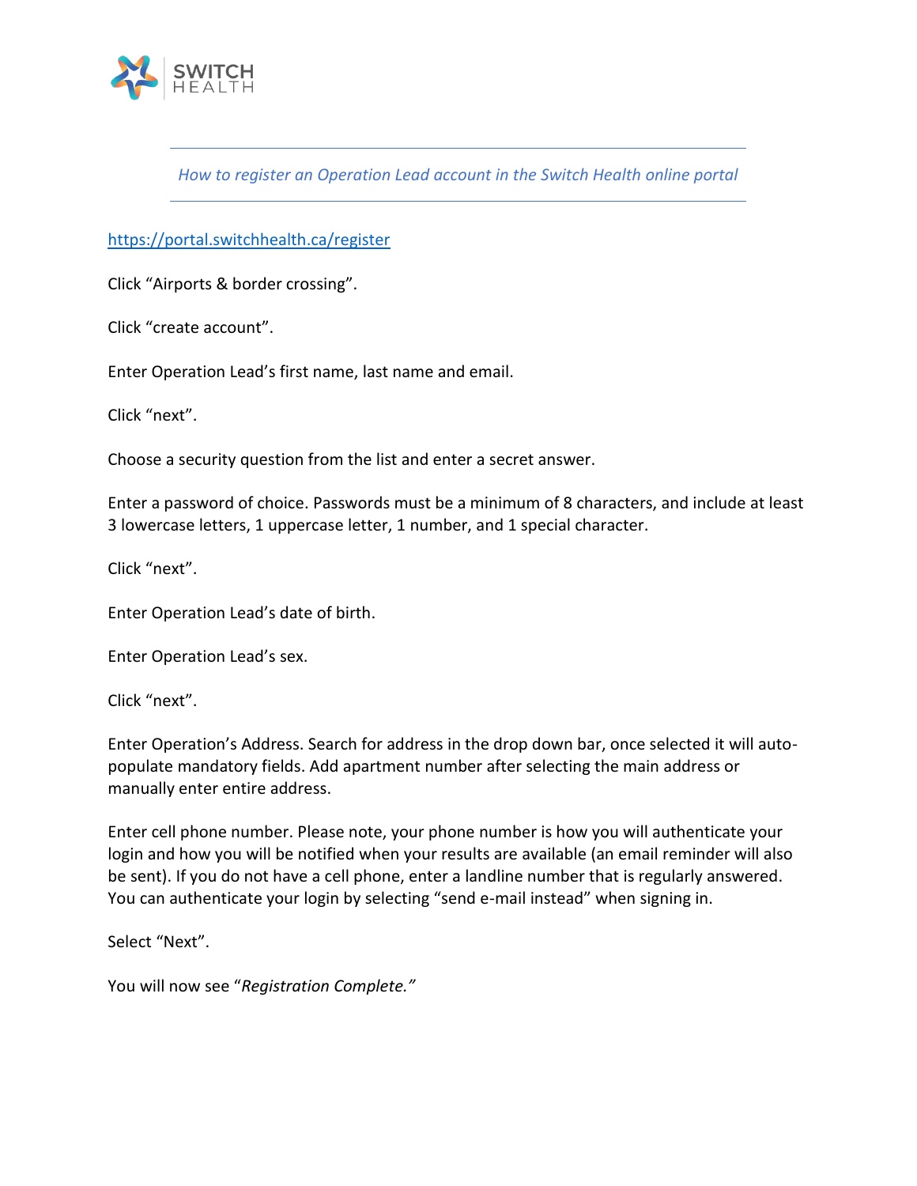*How to register an Operation Lead account in the Switch Health online portal*

https://portal.switchhealth.ca/register

Click "Airports & border crossing".

Click "create account".

Enter Operation Lead's first name, last name and email.

Click "next".

Choose a security question from the list and enter a secret answer.

Enter a password of choice. Passwords must be a minimum of 8 characters, and include at least 3 lowercase letters, 1 uppercase letter, 1 number, and 1 special character.

Click "next".

Enter Operation Lead's date of birth.

Enter Operation Lead's sex.

Click "next".

Enter Operation's Address. Search for address in the drop down bar, once selected it will auto-populate mandatory fields. Add apartment number after selecting the main address or manually enter entire address.

Enter cell phone number. Please note, your phone number is how you will authenticate your login and how you will be notified when your results are available (an email reminder will also be sent). If you do not have a cell phone, enter a landline number that is regularly answered. You can authenticate your login by selecting "send e-mail instead" when signing in.

Select "Next".

You will now see "*Registration Complete.*"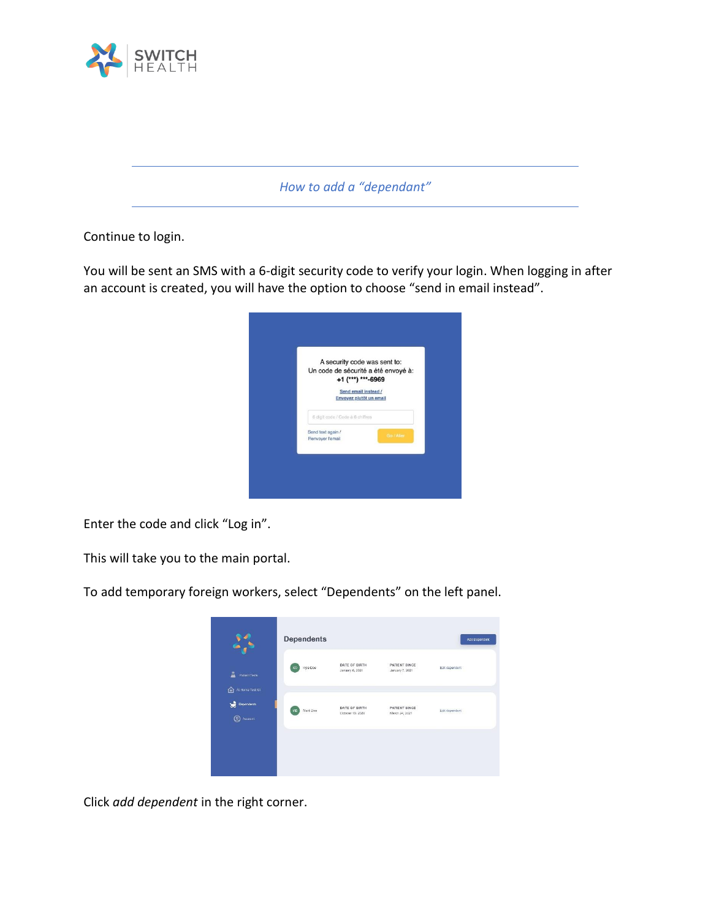*How to add a "dependant"*

Continue to login.

You will be sent an SMS with a 6-digit security code to verify your login. When logging in after an account is created, you will have the option to choose "send in email instead".

Enter the code and click "Log in".

This will take you to the main portal.

To add temporary foreign workers, select "Dependents" on the left panel.

Click *add dependent* in the right corner.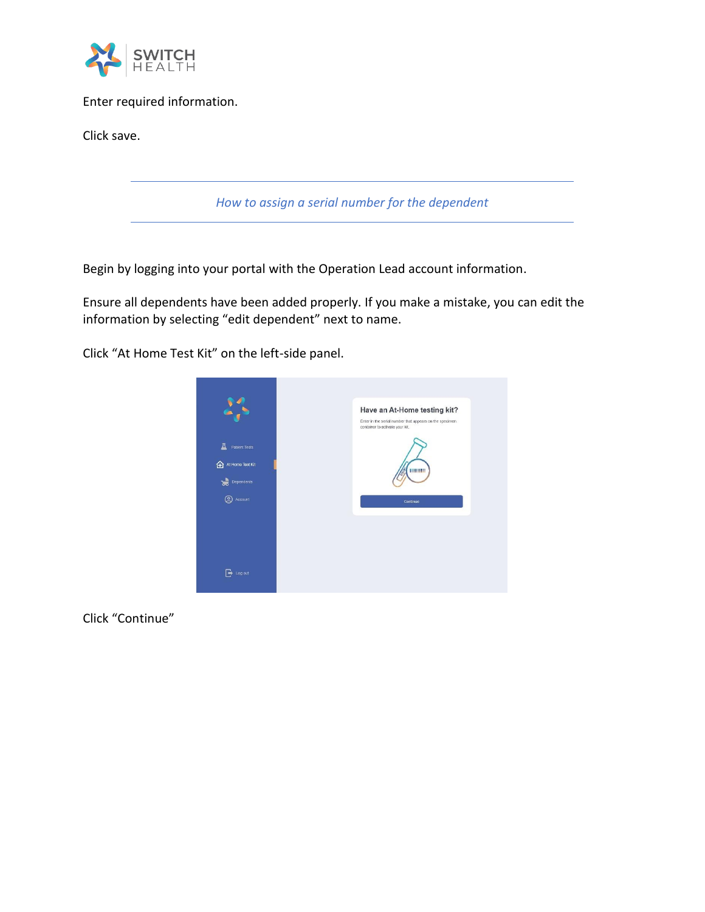Enter required information.

Click save.

---

*How to assign a serial number for the dependent*

---

Begin by logging into your portal with the Operation Lead account information.

Ensure all dependents have been added properly. If you make a mistake, you can edit the information by selecting "edit dependent" next to name.

Click "At Home Test Kit" on the left-side panel.

Click "Continue"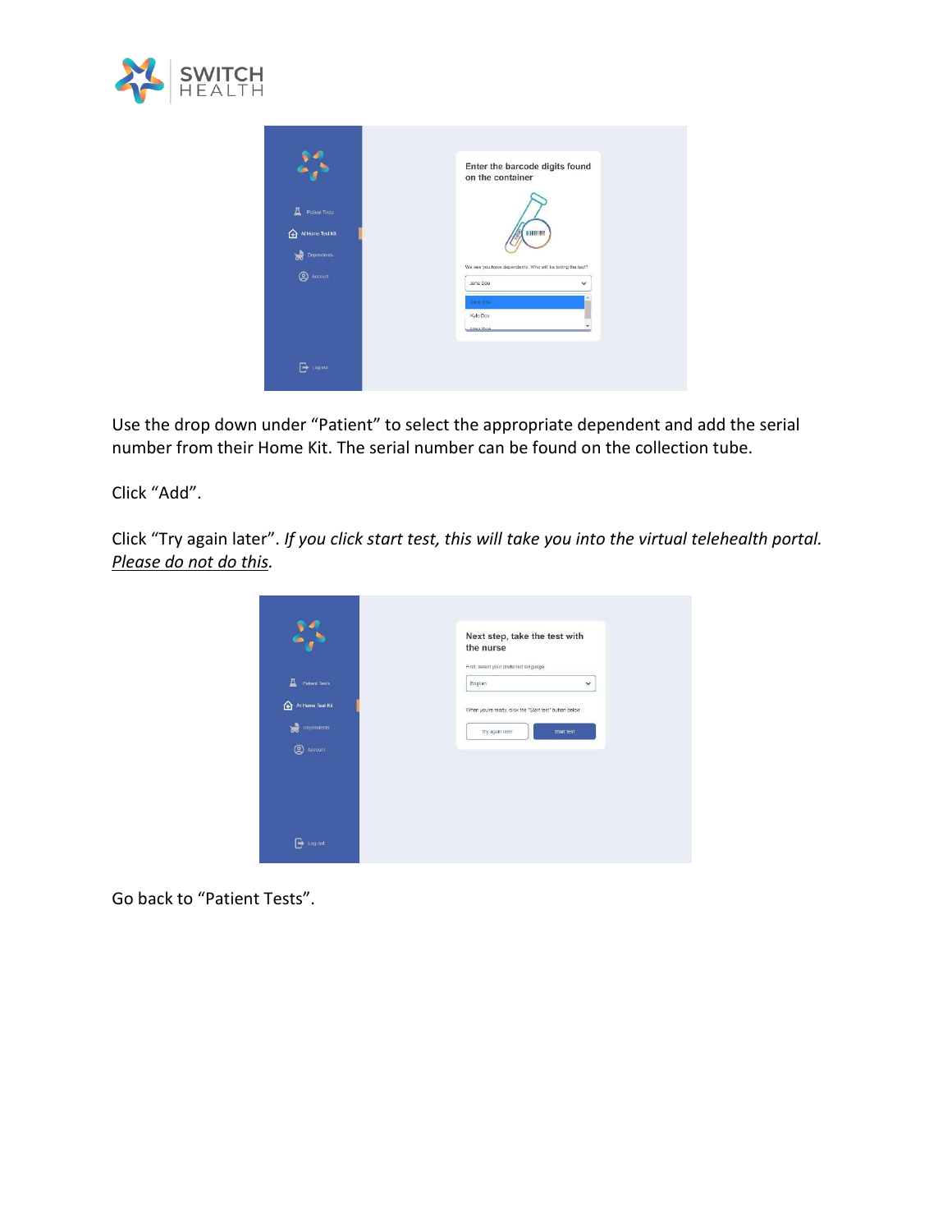Use the drop down under "Patient" to select the appropriate dependent and add the serial number from their Home Kit. The serial number can be found on the collection tube.

Click "Add".

Click "Try again later". *If you click start test, this will take you into the virtual telehealth portal. <u>Please do not do this</u>.*

Go back to "Patient Tests".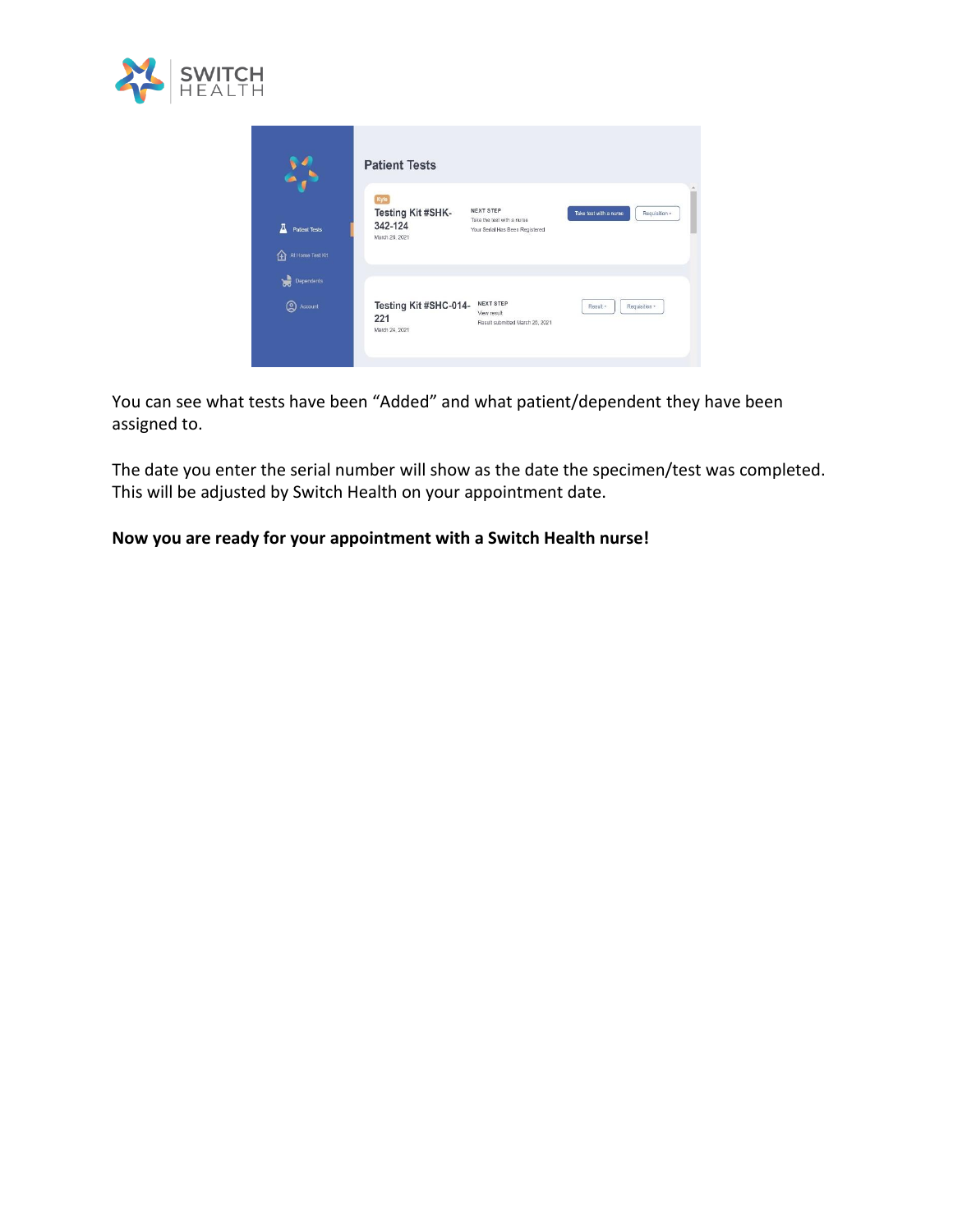You can see what tests have been "Added" and what patient/dependent they have been assigned to.

The date you enter the serial number will show as the date the specimen/test was completed. This will be adjusted by Switch Health on your appointment date.

**Now you are ready for your appointment with a Switch Health nurse!**